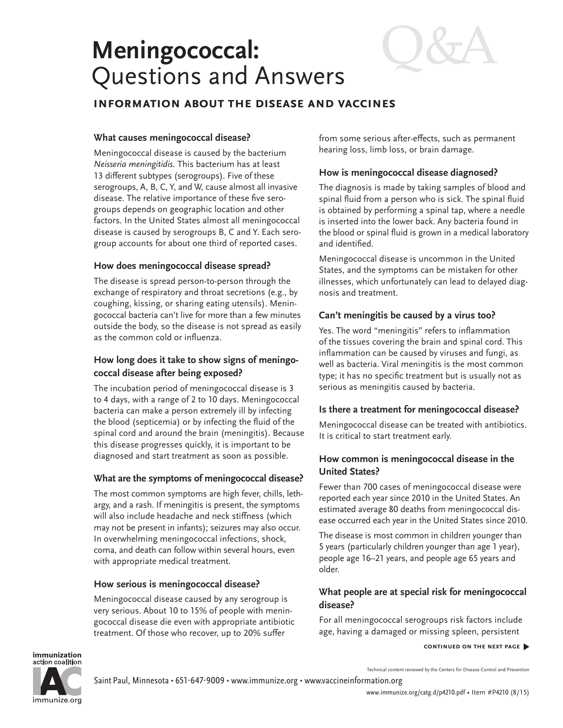# Meningococcal: Questions and Answers

## INFORMATION ABOUT THE DISEASE AND VACCINES

### What causes meningococcal disease?

Meningococcal disease is caused by the bacterium *Neisseria meningitidis.* This bacterium has at least 13 different subtypes (serogroups). Five of these serogroups, A, B, C, Y, and W, cause almost all invasive disease. The relative importance of these five serogroups depends on geographic location and other factors. In the United States almost all meningococcal disease is caused by serogroups B, C and Y. Each serogroup accounts for about one third of reported cases.

### How does meningococcal disease spread?

The disease is spread person-to-person through the exchange of respiratory and throat secretions (e.g., by coughing, kissing, or sharing eating utensils). Meningococcal bacteria can't live for more than a few minutes outside the body, so the disease is not spread as easily as the common cold or influenza.

### How long does it take to show signs of meningococcal disease after being exposed?

The incubation period of meningococcal disease is 3 to 4 days, with a range of 2 to 10 days. Meningococcal bacteria can make a person extremely ill by infecting the blood (septicemia) or by infecting the fluid of the spinal cord and around the brain (meningitis). Because this disease progresses quickly, it is important to be diagnosed and start treatment as soon as possible.

### What are the symptoms of meningococcal disease?

The most common symptoms are high fever, chills, lethargy, and a rash. If meningitis is present, the symptoms will also include headache and neck stiffness (which may not be present in infants); seizures may also occur. In overwhelming meningococcal infections, shock, coma, and death can follow within several hours, even with appropriate medical treatment.

### How serious is meningococcal disease?

Meningococcal disease caused by any serogroup is very serious. About 10 to 15% of people with meningococcal disease die even with appropriate antibiotic treatment. Of those who recover, up to 20% suffer from some serious after-effects, such as permanent hearing loss, limb loss, or brain damage.

### How is meningococcal disease diagnosed?

The diagnosis is made by taking samples of blood and spinal fluid from a person who is sick. The spinal fluid is obtained by performing a spinal tap, where a needle is inserted into the lower back. Any bacteria found in the blood or spinal fluid is grown in a medical laboratory and identified.

Meningococcal disease is uncommon in the United States, and the symptoms can be mistaken for other illnesses, which unfortunately can lead to delayed diagnosis and treatment.

### Can't meningitis be caused by a virus too?

Yes. The word "meningitis" refers to inflammation of the tissues covering the brain and spinal cord. This inflammation can be caused by viruses and fungi, as well as bacteria. Viral meningitis is the most common type; it has no specific treatment but is usually not as serious as meningitis caused by bacteria.

### Is there a treatment for meningococcal disease?

Meningococcal disease can be treated with antibiotics. It is critical to start treatment early.

### How common is meningococcal disease in the United States?

Fewer than 700 cases of meningococcal disease were reported each year since 2010 in the United States. An estimated average 80 deaths from meningococcal disease occurred each year in the United States since 2010.

The disease is most common in children younger than 5 years (particularly children younger than age 1 year), people age 16–21 years, and people age 65 years and older.

### What people are at special risk for meningococcal disease?

For all meningococcal serogroups risk factors include age, having a damaged or missing spleen, persistent

CONTINUED ON THE NEXT PAGE ▶

Technical content reviewed by the Centers for Disease Control and Prevention

Saint Paul, Minnesota • 651-647-9009 • www.immunize.org • www.vaccineinformation.org

www.immunize.org/catg.d/p4210.pdf • Item #P4210 (8/15)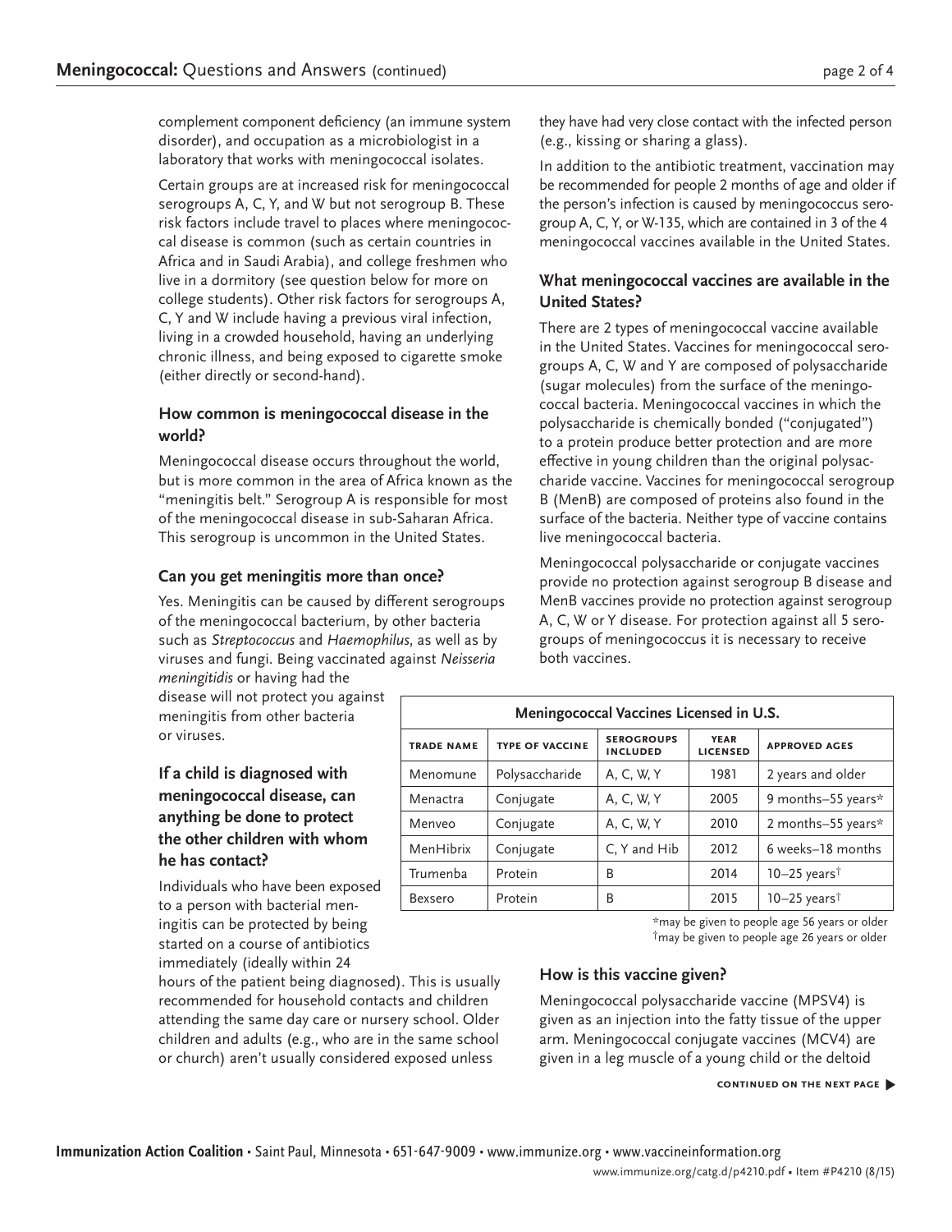complement component deficiency (an immune system disorder), and occupation as a microbiologist in a laboratory that works with meningococcal isolates.

Certain groups are at increased risk for meningococcal serogroups A, C, Y, and W but not serogroup B. These risk factors include travel to places where meningococcal disease is common (such as certain countries in Africa and in Saudi Arabia), and college freshmen who live in a dormitory (see question below for more on college students). Other risk factors for serogroups A, C, Y and W include having a previous viral infection, living in a crowded household, having an underlying chronic illness, and being exposed to cigarette smoke (either directly or second-hand).

### How common is meningococcal disease in the world?

Meningococcal disease occurs throughout the world, but is more common in the area of Africa known as the "meningitis belt." Serogroup A is responsible for most of the meningococcal disease in sub-Saharan Africa. This serogroup is uncommon in the United States.

### Can you get meningitis more than once?

Yes. Meningitis can be caused by different serogroups of the meningococcal bacterium, by other bacteria such as *Streptococcus* and *Haemophilus*, as well as by viruses and fungi. Being vaccinated against *Neisseria meningitidis* or having had the disease will not protect you against meningitis from other bacteria or viruses.

### If a child is diagnosed with meningococcal disease, can anything be done to protect the other children with whom he has contact?

Individuals who have been exposed to a person with bacterial meningitis can be protected by being started on a course of antibiotics immediately (ideally within 24 hours of the patient being diagnosed). This is usually recommended for household contacts and children attending the same day care or nursery school. Older children and adults (e.g., who are in the same school or church) aren't usually considered exposed unless they have had very close contact with the infected person (e.g., kissing or sharing a glass).

In addition to the antibiotic treatment, vaccination may be recommended for people 2 months of age and older if the person's infection is caused by meningococcus serogroup A, C, Y, or W-135, which are contained in 3 of the 4 meningococcal vaccines available in the United States.

### What meningococcal vaccines are available in the United States?

There are 2 types of meningococcal vaccine available in the United States. Vaccines for meningococcal serogroups A, C, W and Y are composed of polysaccharide (sugar molecules) from the surface of the meningococcal bacteria. Meningococcal vaccines in which the polysaccharide is chemically bonded ("conjugated") to a protein produce better protection and are more effective in young children than the original polysaccharide vaccine. Vaccines for meningococcal serogroup B (MenB) are composed of proteins also found in the surface of the bacteria. Neither type of vaccine contains live meningococcal bacteria.

Meningococcal polysaccharide or conjugate vaccines provide no protection against serogroup B disease and MenB vaccines provide no protection against serogroup A, C, W or Y disease. For protection against all 5 serogroups of meningococcus it is necessary to receive both vaccines.

**Meningococcal Vaccines Licensed in U.S.**

| TRADE NAME | TYPE OF VACCINE | SEROGROUPS INCLUDED | YEAR LICENSED | APPROVED AGES |
|---|---|---|---|---|
| Menomune | Polysaccharide | A, C, W, Y | 1981 | 2 years and older |
| Menactra | Conjugate | A, C, W, Y | 2005 | 9 months–55 years* |
| Menveo | Conjugate | A, C, W, Y | 2010 | 2 months–55 years* |
| MenHibrix | Conjugate | C, Y and Hib | 2012 | 6 weeks–18 months |
| Trumenba | Protein | B | 2014 | 10–25 years† |
| Bexsero | Protein | B | 2015 | 10–25 years† |

*may be given to people age 56 years or older
†may be given to people age 26 years or older

### How is this vaccine given?

Meningococcal polysaccharide vaccine (MPSV4) is given as an injection into the fatty tissue of the upper arm. Meningococcal conjugate vaccines (MCV4) are given in a leg muscle of a young child or the deltoid

**CONTINUED ON THE NEXT PAGE ▶**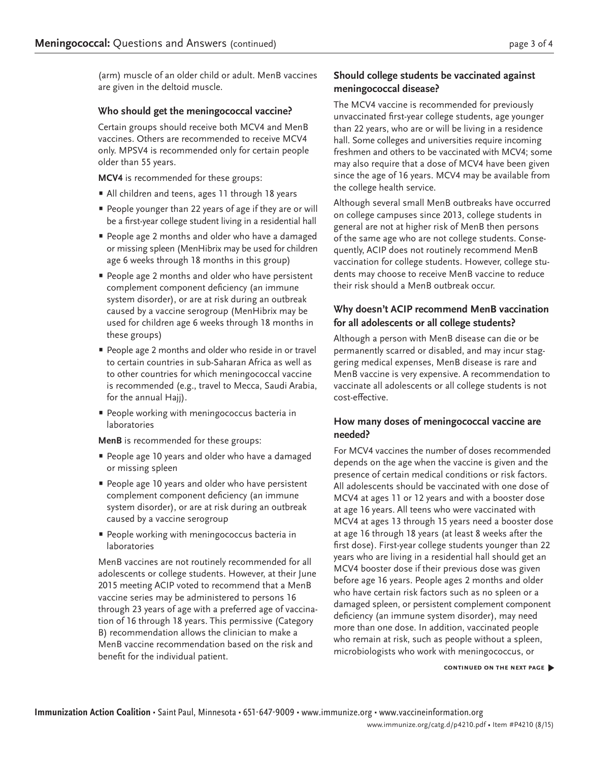(arm) muscle of an older child or adult. MenB vaccines are given in the deltoid muscle.

### Who should get the meningococcal vaccine?

Certain groups should receive both MCV4 and MenB vaccines. Others are recommended to receive MCV4 only. MPSV4 is recommended only for certain people older than 55 years.

**MCV4** is recommended for these groups:

- All children and teens, ages 11 through 18 years
- People younger than 22 years of age if they are or will be a first-year college student living in a residential hall
- People age 2 months and older who have a damaged or missing spleen (MenHibrix may be used for children age 6 weeks through 18 months in this group)
- People age 2 months and older who have persistent complement component deficiency (an immune system disorder), or are at risk during an outbreak caused by a vaccine serogroup (MenHibrix may be used for children age 6 weeks through 18 months in these groups)
- People age 2 months and older who reside in or travel to certain countries in sub-Saharan Africa as well as to other countries for which meningococcal vaccine is recommended (e.g., travel to Mecca, Saudi Arabia, for the annual Hajj).
- People working with meningococcus bacteria in laboratories

**MenB** is recommended for these groups:

- People age 10 years and older who have a damaged or missing spleen
- People age 10 years and older who have persistent complement component deficiency (an immune system disorder), or are at risk during an outbreak caused by a vaccine serogroup
- People working with meningococcus bacteria in laboratories

MenB vaccines are not routinely recommended for all adolescents or college students. However, at their June 2015 meeting ACIP voted to recommend that a MenB vaccine series may be administered to persons 16 through 23 years of age with a preferred age of vaccination of 16 through 18 years. This permissive (Category B) recommendation allows the clinician to make a MenB vaccine recommendation based on the risk and benefit for the individual patient.

### Should college students be vaccinated against meningococcal disease?

The MCV4 vaccine is recommended for previously unvaccinated first-year college students, age younger than 22 years, who are or will be living in a residence hall. Some colleges and universities require incoming freshmen and others to be vaccinated with MCV4; some may also require that a dose of MCV4 have been given since the age of 16 years. MCV4 may be available from the college health service.

Although several small MenB outbreaks have occurred on college campuses since 2013, college students in general are not at higher risk of MenB then persons of the same age who are not college students. Consequently, ACIP does not routinely recommend MenB vaccination for college students. However, college students may choose to receive MenB vaccine to reduce their risk should a MenB outbreak occur.

### Why doesn't ACIP recommend MenB vaccination for all adolescents or all college students?

Although a person with MenB disease can die or be permanently scarred or disabled, and may incur staggering medical expenses, MenB disease is rare and MenB vaccine is very expensive. A recommendation to vaccinate all adolescents or all college students is not cost-effective.

### How many doses of meningococcal vaccine are needed?

For MCV4 vaccines the number of doses recommended depends on the age when the vaccine is given and the presence of certain medical conditions or risk factors. All adolescents should be vaccinated with one dose of MCV4 at ages 11 or 12 years and with a booster dose at age 16 years. All teens who were vaccinated with MCV4 at ages 13 through 15 years need a booster dose at age 16 through 18 years (at least 8 weeks after the first dose). First-year college students younger than 22 years who are living in a residential hall should get an MCV4 booster dose if their previous dose was given before age 16 years. People ages 2 months and older who have certain risk factors such as no spleen or a damaged spleen, or persistent complement component deficiency (an immune system disorder), may need more than one dose. In addition, vaccinated people who remain at risk, such as people without a spleen, microbiologists who work with meningococcus, or

**CONTINUED ON THE NEXT PAGE ▶**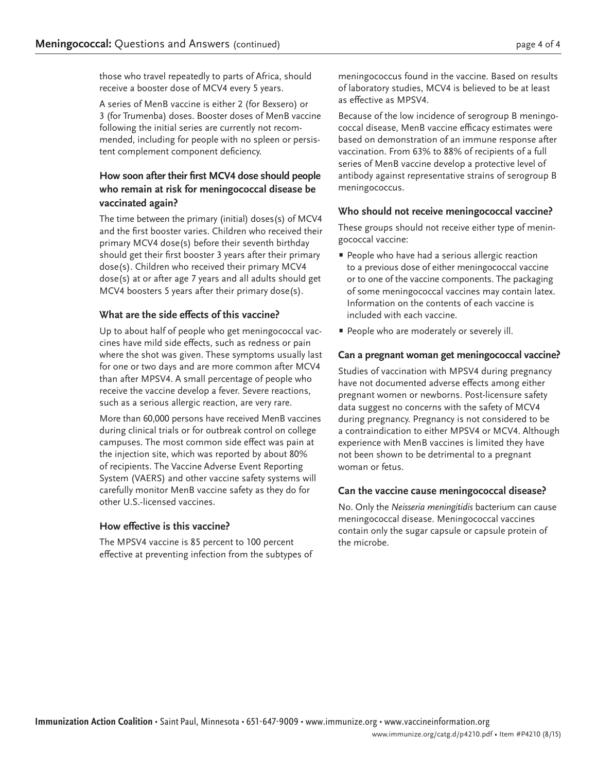those who travel repeatedly to parts of Africa, should receive a booster dose of MCV4 every 5 years.

A series of MenB vaccine is either 2 (for Bexsero) or 3 (for Trumenba) doses. Booster doses of MenB vaccine following the initial series are currently not recommended, including for people with no spleen or persistent complement component deficiency.

### How soon after their first MCV4 dose should people who remain at risk for meningococcal disease be vaccinated again?

The time between the primary (initial) doses(s) of MCV4 and the first booster varies. Children who received their primary MCV4 dose(s) before their seventh birthday should get their first booster 3 years after their primary dose(s). Children who received their primary MCV4 dose(s) at or after age 7 years and all adults should get MCV4 boosters 5 years after their primary dose(s).

### What are the side effects of this vaccine?

Up to about half of people who get meningococcal vaccines have mild side effects, such as redness or pain where the shot was given. These symptoms usually last for one or two days and are more common after MCV4 than after MPSV4. A small percentage of people who receive the vaccine develop a fever. Severe reactions, such as a serious allergic reaction, are very rare.

More than 60,000 persons have received MenB vaccines during clinical trials or for outbreak control on college campuses. The most common side effect was pain at the injection site, which was reported by about 80% of recipients. The Vaccine Adverse Event Reporting System (VAERS) and other vaccine safety systems will carefully monitor MenB vaccine safety as they do for other U.S.-licensed vaccines.

### How effective is this vaccine?

The MPSV4 vaccine is 85 percent to 100 percent effective at preventing infection from the subtypes of meningococcus found in the vaccine. Based on results of laboratory studies, MCV4 is believed to be at least as effective as MPSV4.

Because of the low incidence of serogroup B meningococcal disease, MenB vaccine efficacy estimates were based on demonstration of an immune response after vaccination. From 63% to 88% of recipients of a full series of MenB vaccine develop a protective level of antibody against representative strains of serogroup B meningococcus.

### Who should not receive meningococcal vaccine?

These groups should not receive either type of meningococcal vaccine:

- People who have had a serious allergic reaction to a previous dose of either meningococcal vaccine or to one of the vaccine components. The packaging of some meningococcal vaccines may contain latex. Information on the contents of each vaccine is included with each vaccine.
- People who are moderately or severely ill.

### Can a pregnant woman get meningococcal vaccine?

Studies of vaccination with MPSV4 during pregnancy have not documented adverse effects among either pregnant women or newborns. Post-licensure safety data suggest no concerns with the safety of MCV4 during pregnancy. Pregnancy is not considered to be a contraindication to either MPSV4 or MCV4. Although experience with MenB vaccines is limited they have not been shown to be detrimental to a pregnant woman or fetus.

### Can the vaccine cause meningococcal disease?

No. Only the *Neisseria meningitidis* bacterium can cause meningococcal disease. Meningococcal vaccines contain only the sugar capsule or capsule protein of the microbe.

**Immunization Action Coalition** • Saint Paul, Minnesota • 651-647-9009 • www.immunize.org • www.vaccineinformation.org

www.immunize.org/catg.d/p4210.pdf • Item #P4210 (8/15)